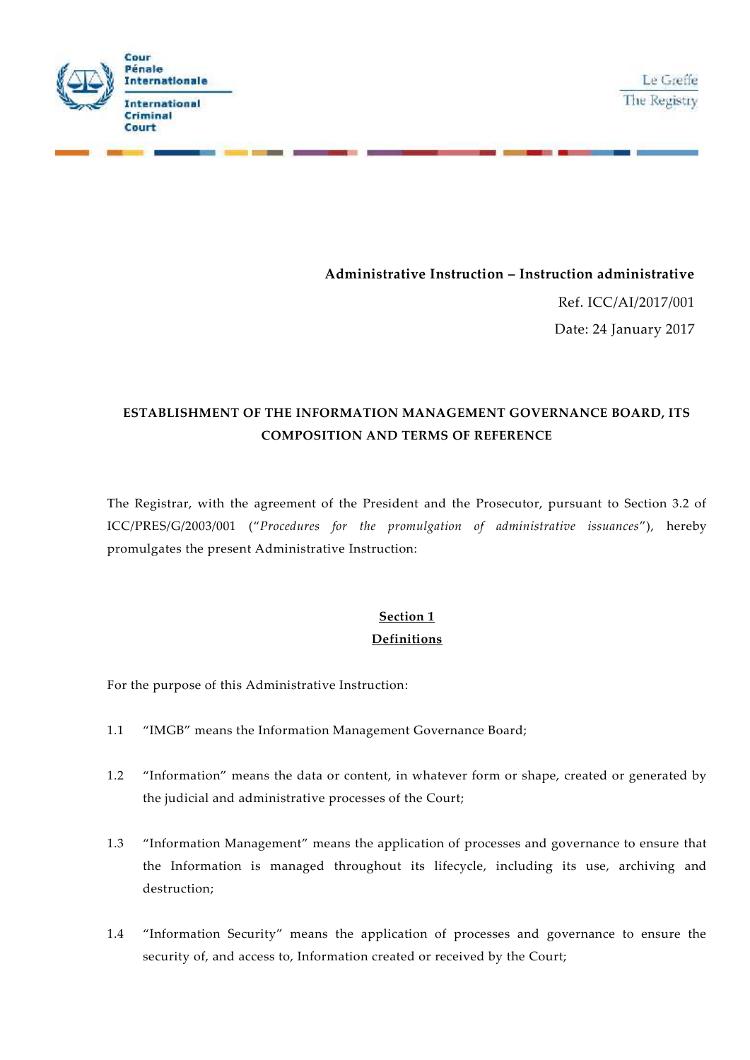Cour Pénale Internationale

International Criminal Court

Le Greffe

The Registry

**Administrative Instruction – Instruction administrative**

Ref. ICC/AI/2017/001

Date: 24 January 2017

## ESTABLISHMENT OF THE INFORMATION MANAGEMENT GOVERNANCE BOARD, ITS COMPOSITION AND TERMS OF REFERENCE

The Registrar, with the agreement of the President and the Prosecutor, pursuant to Section 3.2 of ICC/PRES/G/2003/001 ("*Procedures for the promulgation of administrative issuances*"), hereby promulgates the present Administrative Instruction:

### Section 1
### Definitions

For the purpose of this Administrative Instruction:

1.1 "IMGB" means the Information Management Governance Board;

1.2 "Information" means the data or content, in whatever form or shape, created or generated by the judicial and administrative processes of the Court;

1.3 "Information Management" means the application of processes and governance to ensure that the Information is managed throughout its lifecycle, including its use, archiving and destruction;

1.4 "Information Security" means the application of processes and governance to ensure the security of, and access to, Information created or received by the Court;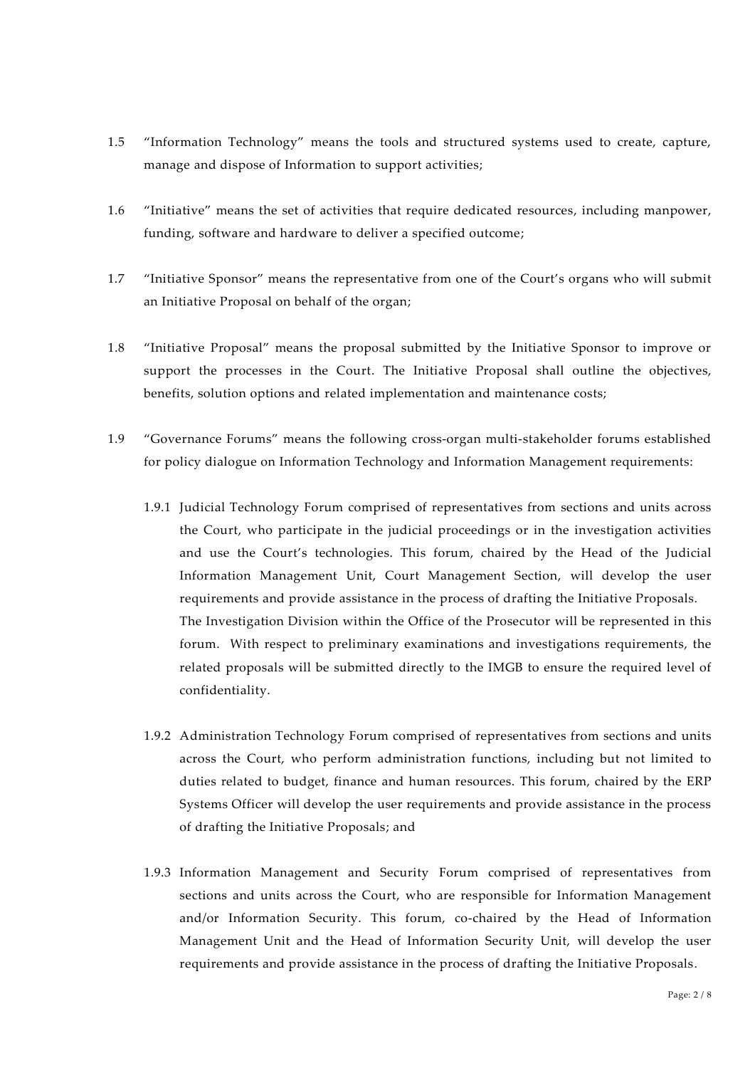1.5 "Information Technology" means the tools and structured systems used to create, capture, manage and dispose of Information to support activities;

1.6 "Initiative" means the set of activities that require dedicated resources, including manpower, funding, software and hardware to deliver a specified outcome;

1.7 "Initiative Sponsor" means the representative from one of the Court's organs who will submit an Initiative Proposal on behalf of the organ;

1.8 "Initiative Proposal" means the proposal submitted by the Initiative Sponsor to improve or support the processes in the Court. The Initiative Proposal shall outline the objectives, benefits, solution options and related implementation and maintenance costs;

1.9 "Governance Forums" means the following cross-organ multi-stakeholder forums established for policy dialogue on Information Technology and Information Management requirements:

1.9.1 Judicial Technology Forum comprised of representatives from sections and units across the Court, who participate in the judicial proceedings or in the investigation activities and use the Court's technologies. This forum, chaired by the Head of the Judicial Information Management Unit, Court Management Section, will develop the user requirements and provide assistance in the process of drafting the Initiative Proposals. The Investigation Division within the Office of the Prosecutor will be represented in this forum. With respect to preliminary examinations and investigations requirements, the related proposals will be submitted directly to the IMGB to ensure the required level of confidentiality.

1.9.2 Administration Technology Forum comprised of representatives from sections and units across the Court, who perform administration functions, including but not limited to duties related to budget, finance and human resources. This forum, chaired by the ERP Systems Officer will develop the user requirements and provide assistance in the process of drafting the Initiative Proposals; and

1.9.3 Information Management and Security Forum comprised of representatives from sections and units across the Court, who are responsible for Information Management and/or Information Security. This forum, co-chaired by the Head of Information Management Unit and the Head of Information Security Unit, will develop the user requirements and provide assistance in the process of drafting the Initiative Proposals.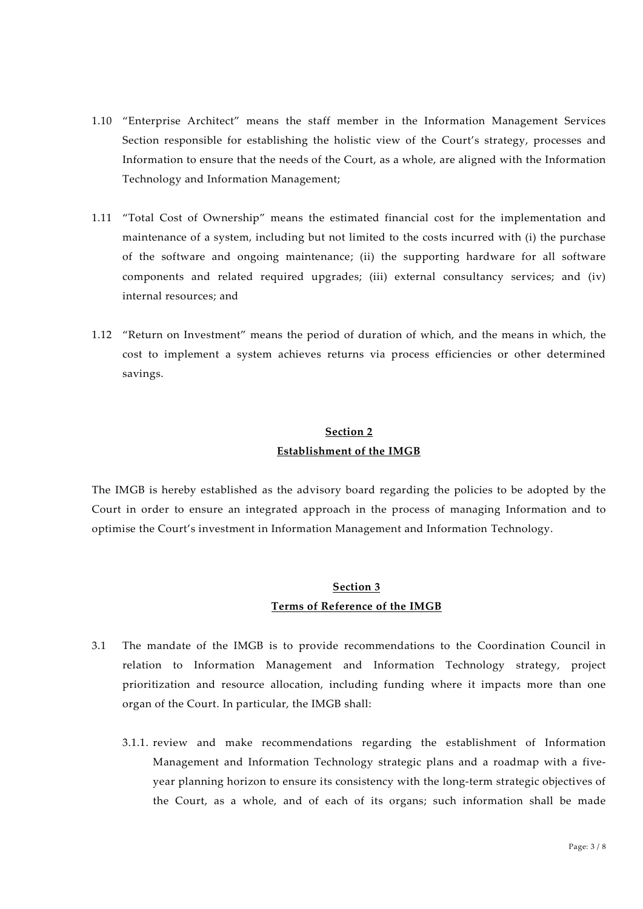1.10 "Enterprise Architect" means the staff member in the Information Management Services Section responsible for establishing the holistic view of the Court's strategy, processes and Information to ensure that the needs of the Court, as a whole, are aligned with the Information Technology and Information Management;

1.11 "Total Cost of Ownership" means the estimated financial cost for the implementation and maintenance of a system, including but not limited to the costs incurred with (i) the purchase of the software and ongoing maintenance; (ii) the supporting hardware for all software components and related required upgrades; (iii) external consultancy services; and (iv) internal resources; and

1.12 "Return on Investment" means the period of duration of which, and the means in which, the cost to implement a system achieves returns via process efficiencies or other determined savings.

## Section 2
## Establishment of the IMGB

The IMGB is hereby established as the advisory board regarding the policies to be adopted by the Court in order to ensure an integrated approach in the process of managing Information and to optimise the Court's investment in Information Management and Information Technology.

## Section 3
## Terms of Reference of the IMGB

3.1 The mandate of the IMGB is to provide recommendations to the Coordination Council in relation to Information Management and Information Technology strategy, project prioritization and resource allocation, including funding where it impacts more than one organ of the Court. In particular, the IMGB shall:

3.1.1. review and make recommendations regarding the establishment of Information Management and Information Technology strategic plans and a roadmap with a five-year planning horizon to ensure its consistency with the long-term strategic objectives of the Court, as a whole, and of each of its organs; such information shall be made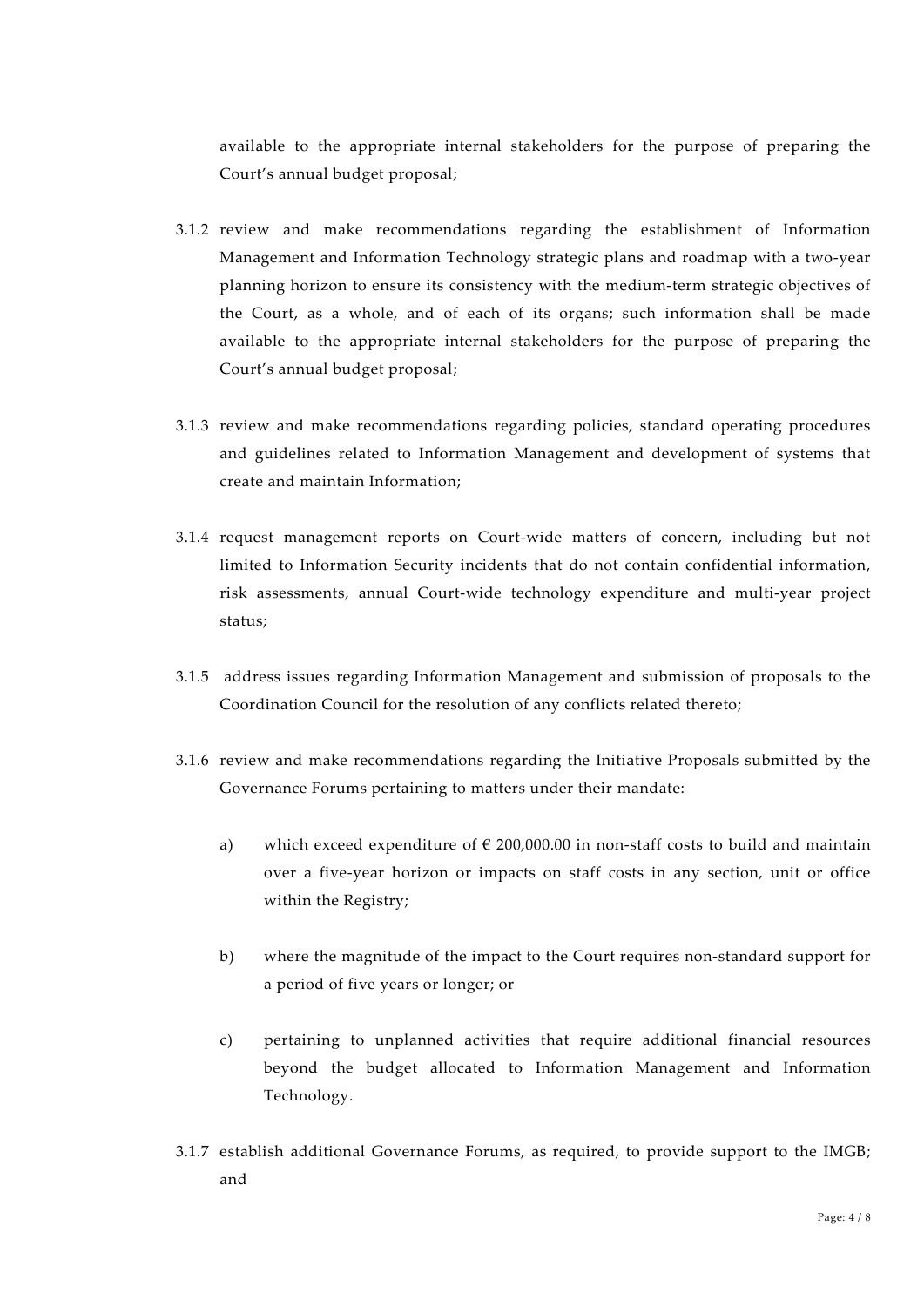available to the appropriate internal stakeholders for the purpose of preparing the Court's annual budget proposal;

3.1.2 review and make recommendations regarding the establishment of Information Management and Information Technology strategic plans and roadmap with a two-year planning horizon to ensure its consistency with the medium-term strategic objectives of the Court, as a whole, and of each of its organs; such information shall be made available to the appropriate internal stakeholders for the purpose of preparing the Court's annual budget proposal;

3.1.3 review and make recommendations regarding policies, standard operating procedures and guidelines related to Information Management and development of systems that create and maintain Information;

3.1.4 request management reports on Court-wide matters of concern, including but not limited to Information Security incidents that do not contain confidential information, risk assessments, annual Court-wide technology expenditure and multi-year project status;

3.1.5 address issues regarding Information Management and submission of proposals to the Coordination Council for the resolution of any conflicts related thereto;

3.1.6 review and make recommendations regarding the Initiative Proposals submitted by the Governance Forums pertaining to matters under their mandate:

a) which exceed expenditure of € 200,000.00 in non-staff costs to build and maintain over a five-year horizon or impacts on staff costs in any section, unit or office within the Registry;

b) where the magnitude of the impact to the Court requires non-standard support for a period of five years or longer; or

c) pertaining to unplanned activities that require additional financial resources beyond the budget allocated to Information Management and Information Technology.

3.1.7 establish additional Governance Forums, as required, to provide support to the IMGB; and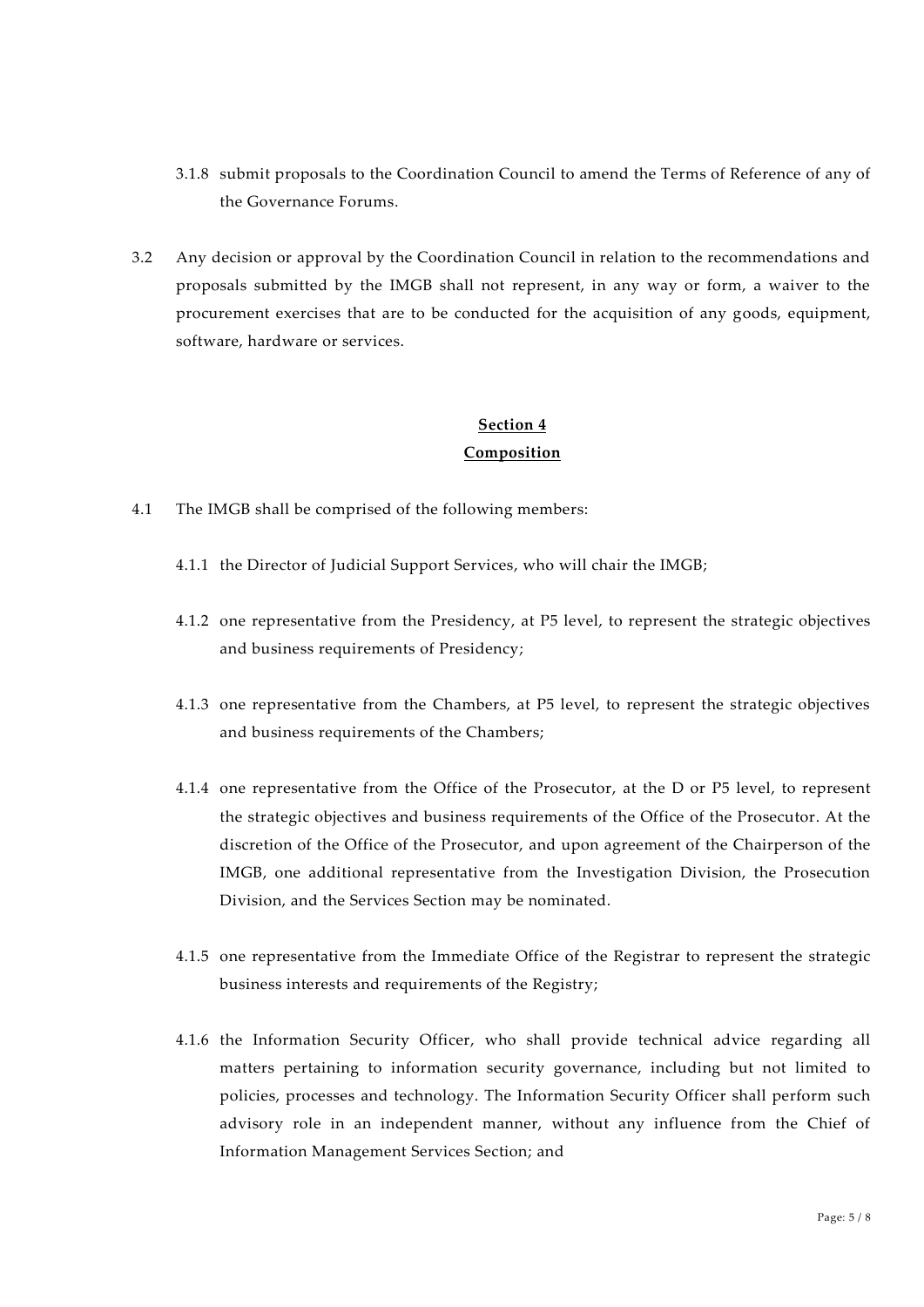3.1.8 submit proposals to the Coordination Council to amend the Terms of Reference of any of the Governance Forums.

3.2 Any decision or approval by the Coordination Council in relation to the recommendations and proposals submitted by the IMGB shall not represent, in any way or form, a waiver to the procurement exercises that are to be conducted for the acquisition of any goods, equipment, software, hardware or services.

## Section 4
## Composition

4.1 The IMGB shall be comprised of the following members:

4.1.1 the Director of Judicial Support Services, who will chair the IMGB;

4.1.2 one representative from the Presidency, at P5 level, to represent the strategic objectives and business requirements of Presidency;

4.1.3 one representative from the Chambers, at P5 level, to represent the strategic objectives and business requirements of the Chambers;

4.1.4 one representative from the Office of the Prosecutor, at the D or P5 level, to represent the strategic objectives and business requirements of the Office of the Prosecutor. At the discretion of the Office of the Prosecutor, and upon agreement of the Chairperson of the IMGB, one additional representative from the Investigation Division, the Prosecution Division, and the Services Section may be nominated.

4.1.5 one representative from the Immediate Office of the Registrar to represent the strategic business interests and requirements of the Registry;

4.1.6 the Information Security Officer, who shall provide technical advice regarding all matters pertaining to information security governance, including but not limited to policies, processes and technology. The Information Security Officer shall perform such advisory role in an independent manner, without any influence from the Chief of Information Management Services Section; and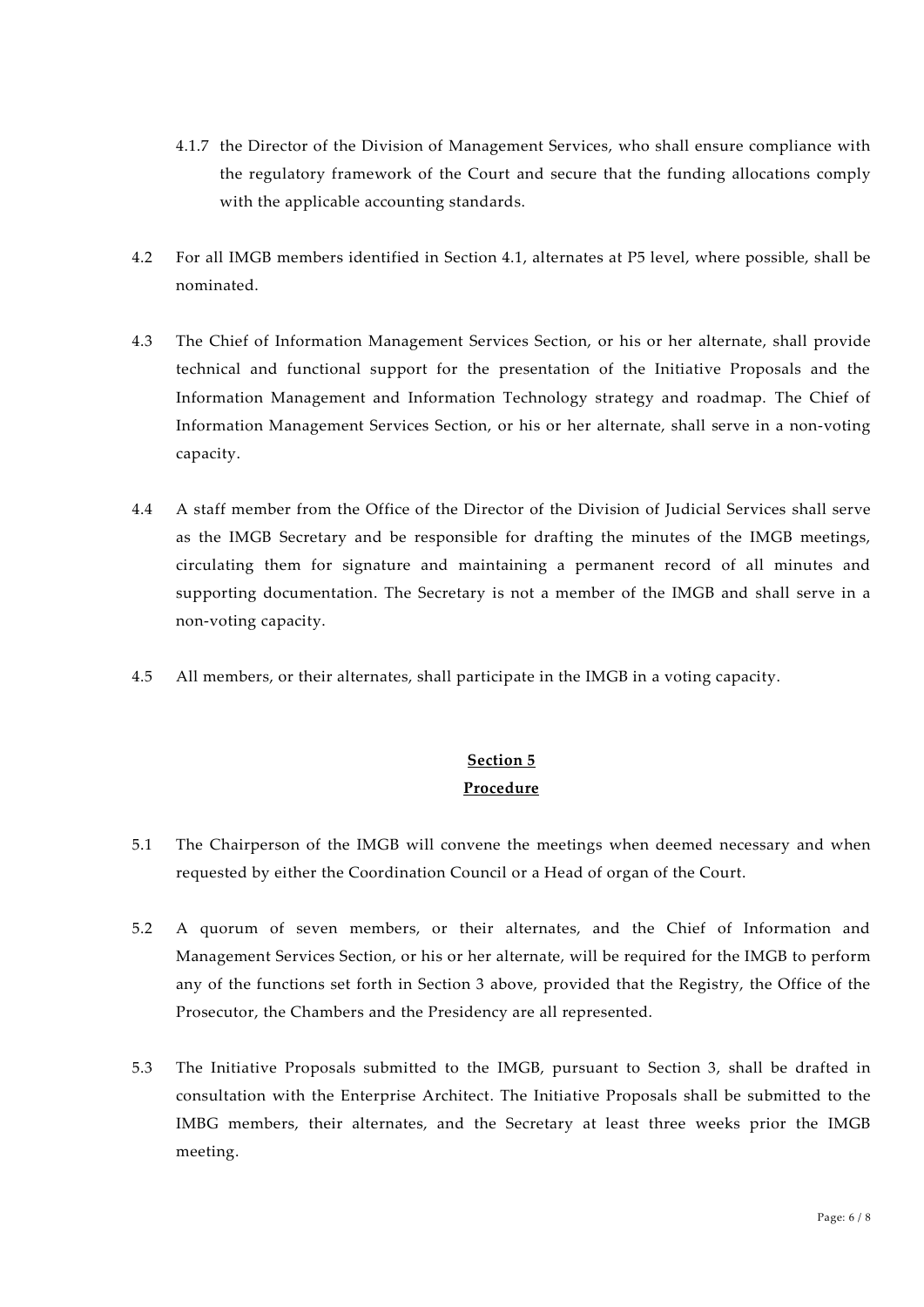4.1.7 the Director of the Division of Management Services, who shall ensure compliance with the regulatory framework of the Court and secure that the funding allocations comply with the applicable accounting standards.

4.2 For all IMGB members identified in Section 4.1, alternates at P5 level, where possible, shall be nominated.

4.3 The Chief of Information Management Services Section, or his or her alternate, shall provide technical and functional support for the presentation of the Initiative Proposals and the Information Management and Information Technology strategy and roadmap. The Chief of Information Management Services Section, or his or her alternate, shall serve in a non-voting capacity.

4.4 A staff member from the Office of the Director of the Division of Judicial Services shall serve as the IMGB Secretary and be responsible for drafting the minutes of the IMGB meetings, circulating them for signature and maintaining a permanent record of all minutes and supporting documentation. The Secretary is not a member of the IMGB and shall serve in a non-voting capacity.

4.5 All members, or their alternates, shall participate in the IMGB in a voting capacity.

## Section 5
## Procedure

5.1 The Chairperson of the IMGB will convene the meetings when deemed necessary and when requested by either the Coordination Council or a Head of organ of the Court.

5.2 A quorum of seven members, or their alternates, and the Chief of Information and Management Services Section, or his or her alternate, will be required for the IMGB to perform any of the functions set forth in Section 3 above, provided that the Registry, the Office of the Prosecutor, the Chambers and the Presidency are all represented.

5.3 The Initiative Proposals submitted to the IMGB, pursuant to Section 3, shall be drafted in consultation with the Enterprise Architect. The Initiative Proposals shall be submitted to the IMBG members, their alternates, and the Secretary at least three weeks prior the IMGB meeting.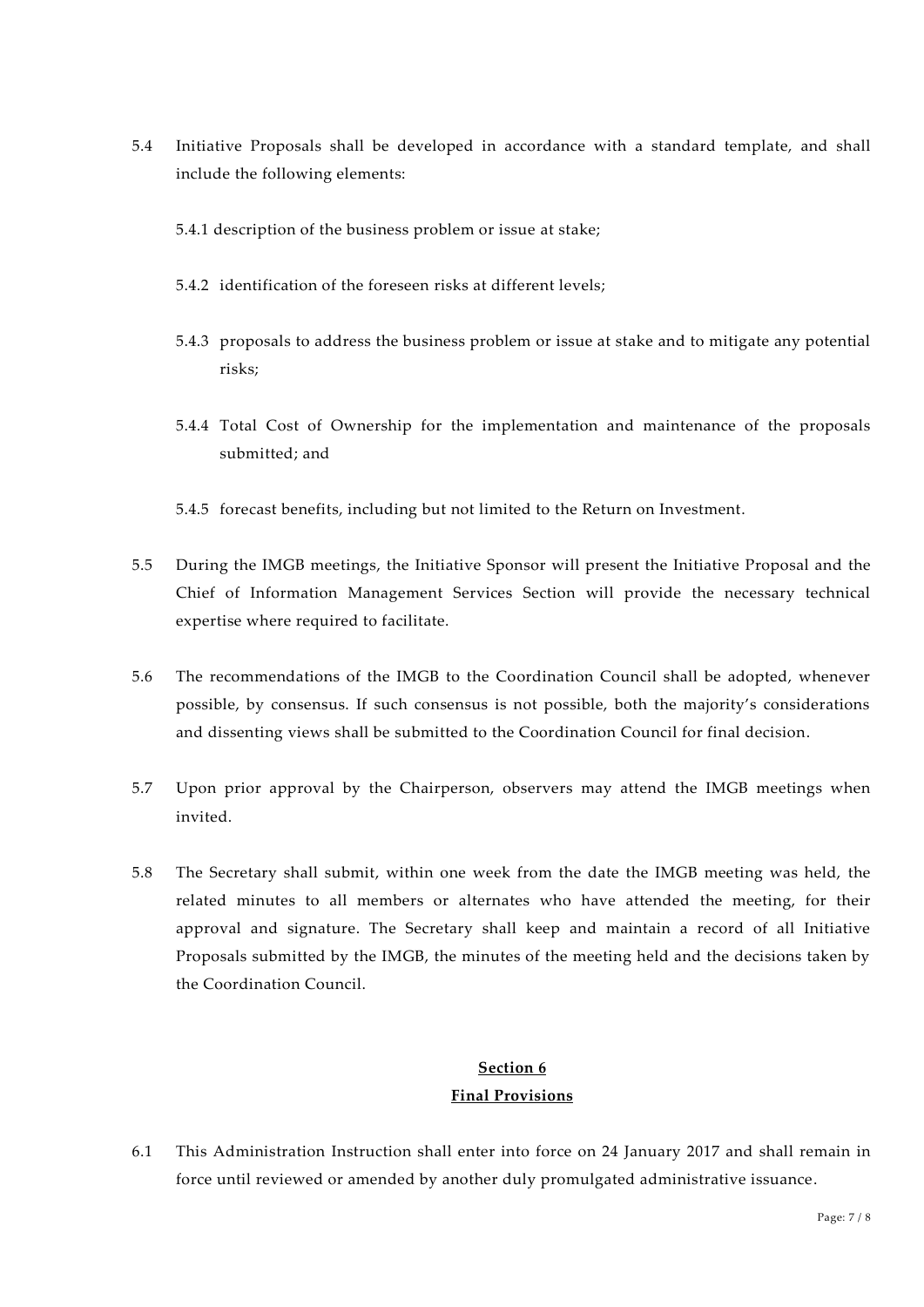5.4 Initiative Proposals shall be developed in accordance with a standard template, and shall include the following elements:

5.4.1 description of the business problem or issue at stake;

5.4.2 identification of the foreseen risks at different levels;

5.4.3 proposals to address the business problem or issue at stake and to mitigate any potential risks;

5.4.4 Total Cost of Ownership for the implementation and maintenance of the proposals submitted; and

5.4.5 forecast benefits, including but not limited to the Return on Investment.

5.5 During the IMGB meetings, the Initiative Sponsor will present the Initiative Proposal and the Chief of Information Management Services Section will provide the necessary technical expertise where required to facilitate.

5.6 The recommendations of the IMGB to the Coordination Council shall be adopted, whenever possible, by consensus. If such consensus is not possible, both the majority's considerations and dissenting views shall be submitted to the Coordination Council for final decision.

5.7 Upon prior approval by the Chairperson, observers may attend the IMGB meetings when invited.

5.8 The Secretary shall submit, within one week from the date the IMGB meeting was held, the related minutes to all members or alternates who have attended the meeting, for their approval and signature. The Secretary shall keep and maintain a record of all Initiative Proposals submitted by the IMGB, the minutes of the meeting held and the decisions taken by the Coordination Council.

## Section 6
## Final Provisions

6.1 This Administration Instruction shall enter into force on 24 January 2017 and shall remain in force until reviewed or amended by another duly promulgated administrative issuance.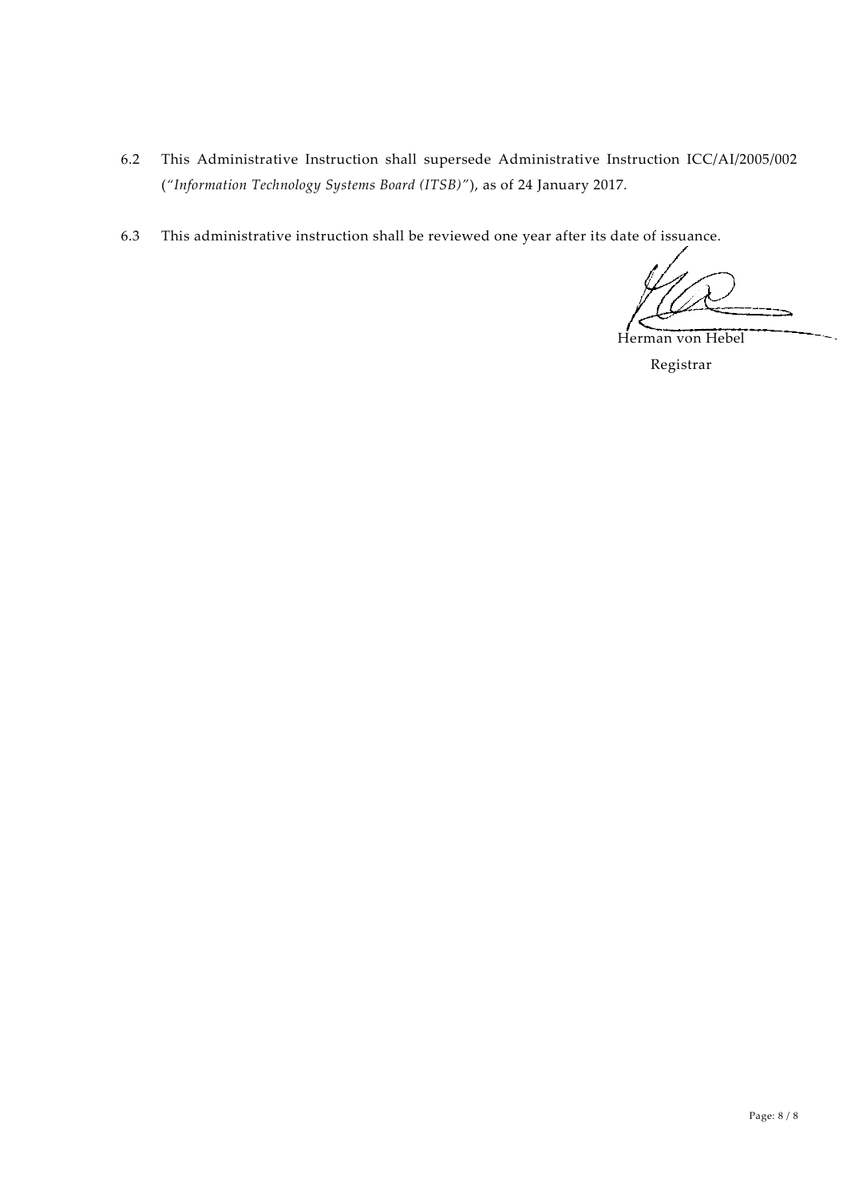6.2 This Administrative Instruction shall supersede Administrative Instruction ICC/AI/2005/002 (*"Information Technology Systems Board (ITSB)"*), as of 24 January 2017.

6.3 This administrative instruction shall be reviewed one year after its date of issuance.

Herman von Hebel

Registrar